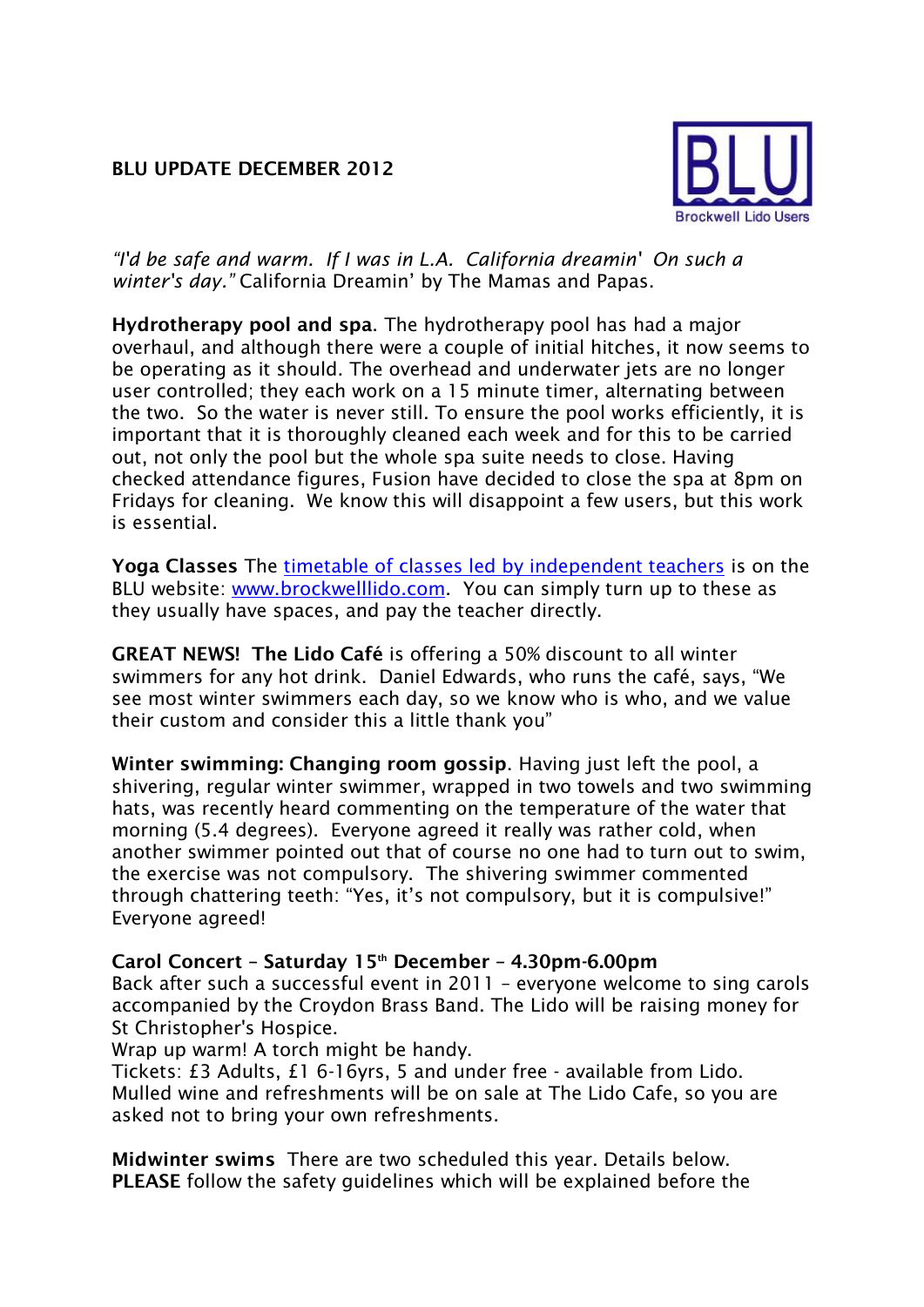# BLU UPDATE DECEMBER 2012

*"I'd be safe and warm. If I was in L.A. California dreamin' On such a winter's day."* California Dreamin' by The Mamas and Papas.

**Hydrotherapy pool and spa**. The hydrotherapy pool has had a major overhaul, and although there were a couple of initial hitches, it now seems to be operating as it should. The overhead and underwater jets are no longer user controlled; they each work on a 15 minute timer, alternating between the two. So the water is never still. To ensure the pool works efficiently, it is important that it is thoroughly cleaned each week and for this to be carried out, not only the pool but the whole spa suite needs to close. Having checked attendance figures, Fusion have decided to close the spa at 8pm on Fridays for cleaning. We know this will disappoint a few users, but this work is essential.

**Yoga Classes** The timetable of classes led by independent teachers is on the BLU website: www.brockwelllido.com. You can simply turn up to these as they usually have spaces, and pay the teacher directly.

**GREAT NEWS! The Lido Café** is offering a 50% discount to all winter swimmers for any hot drink. Daniel Edwards, who runs the café, says, "We see most winter swimmers each day, so we know who is who, and we value their custom and consider this a little thank you"

**Winter swimming: Changing room gossip**. Having just left the pool, a shivering, regular winter swimmer, wrapped in two towels and two swimming hats, was recently heard commenting on the temperature of the water that morning (5.4 degrees). Everyone agreed it really was rather cold, when another swimmer pointed out that of course no one had to turn out to swim, the exercise was not compulsory. The shivering swimmer commented through chattering teeth: "Yes, it's not compulsory, but it is compulsive!" Everyone agreed!

**Carol Concert – Saturday 15th December – 4.30pm-6.00pm**
Back after such a successful event in 2011 – everyone welcome to sing carols accompanied by the Croydon Brass Band. The Lido will be raising money for St Christopher's Hospice.
Wrap up warm! A torch might be handy.
Tickets: £3 Adults, £1 6-16yrs, 5 and under free - available from Lido.
Mulled wine and refreshments will be on sale at The Lido Cafe, so you are asked not to bring your own refreshments.

**Midwinter swims** There are two scheduled this year. Details below.
**PLEASE** follow the safety guidelines which will be explained before the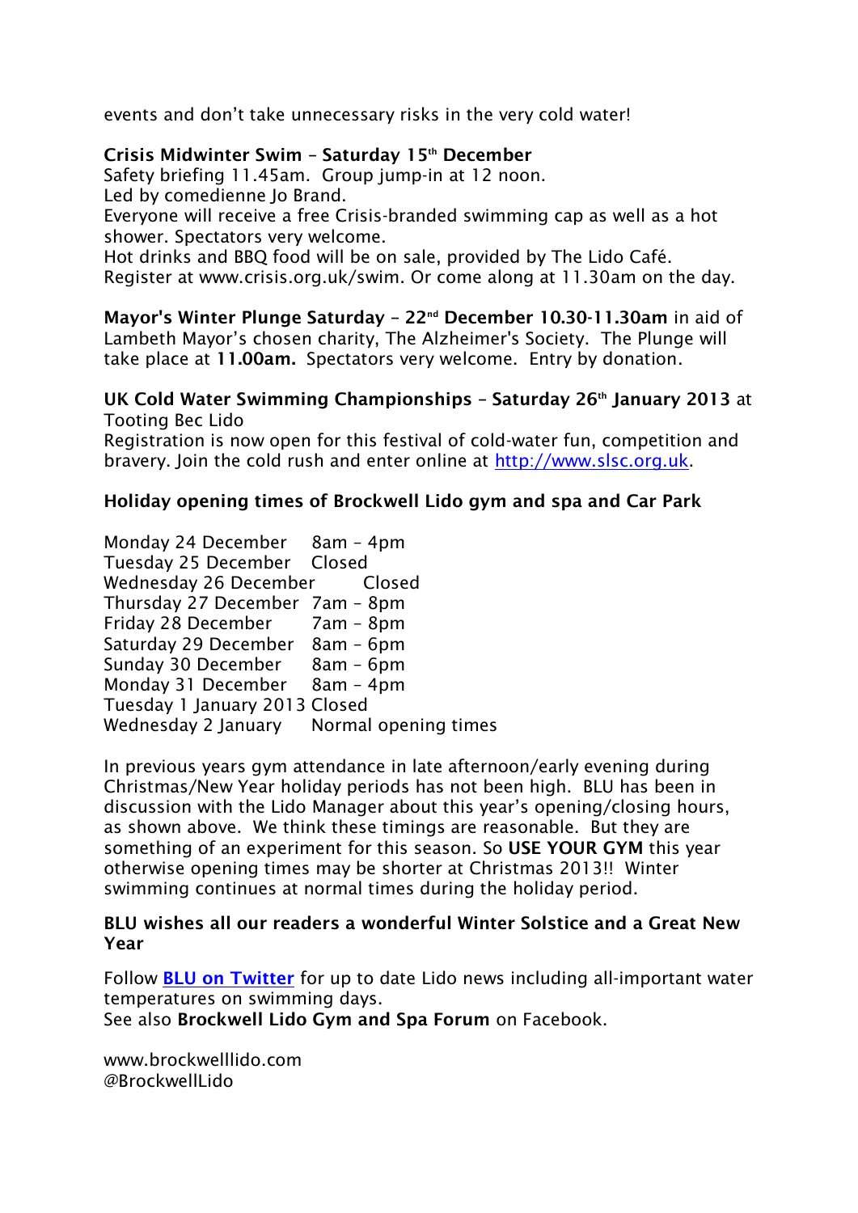events and don't take unnecessary risks in the very cold water!

**Crisis Midwinter Swim – Saturday 15th December**
Safety briefing 11.45am. Group jump-in at 12 noon.
Led by comedienne Jo Brand.
Everyone will receive a free Crisis-branded swimming cap as well as a hot shower. Spectators very welcome.
Hot drinks and BBQ food will be on sale, provided by The Lido Café.
Register at www.crisis.org.uk/swim. Or come along at 11.30am on the day.

**Mayor's Winter Plunge Saturday – 22nd December 10.30-11.30am** in aid of Lambeth Mayor's chosen charity, The Alzheimer's Society. The Plunge will take place at **11.00am.** Spectators very welcome. Entry by donation.

**UK Cold Water Swimming Championships – Saturday 26th January 2013** at Tooting Bec Lido
Registration is now open for this festival of cold-water fun, competition and bravery. Join the cold rush and enter online at http://www.slsc.org.uk.

**Holiday opening times of Brockwell Lido gym and spa and Car Park**

| | |
|---|---|
| Monday 24 December | 8am – 4pm |
| Tuesday 25 December | Closed |
| Wednesday 26 December | Closed |
| Thursday 27 December | 7am – 8pm |
| Friday 28 December | 7am – 8pm |
| Saturday 29 December | 8am – 6pm |
| Sunday 30 December | 8am – 6pm |
| Monday 31 December | 8am – 4pm |
| Tuesday 1 January 2013 | Closed |
| Wednesday 2 January | Normal opening times |

In previous years gym attendance in late afternoon/early evening during Christmas/New Year holiday periods has not been high. BLU has been in discussion with the Lido Manager about this year's opening/closing hours, as shown above. We think these timings are reasonable. But they are something of an experiment for this season. So **USE YOUR GYM** this year otherwise opening times may be shorter at Christmas 2013!! Winter swimming continues at normal times during the holiday period.

**BLU wishes all our readers a wonderful Winter Solstice and a Great New Year**

Follow **BLU on Twitter** for up to date Lido news including all-important water temperatures on swimming days.
See also **Brockwell Lido Gym and Spa Forum** on Facebook.

www.brockwelllido.com
@BrockwellLido